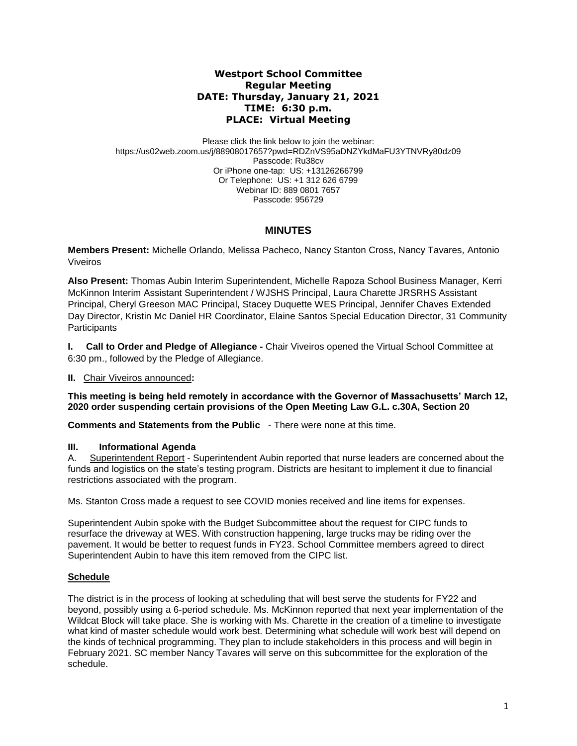**Westport School Committee**
**Regular Meeting**
**DATE: Thursday, January 21, 2021**
**TIME: 6:30 p.m.**
**PLACE: Virtual Meeting**

Please click the link below to join the webinar:
https://us02web.zoom.us/j/88908017657?pwd=RDZnVS95aDNZYkdMaFU3YTNVRy80dz09
Passcode: Ru38cv
Or iPhone one-tap: US: +13126266799
Or Telephone: US: +1 312 626 6799
Webinar ID: 889 0801 7657
Passcode: 956729

# MINUTES

**Members Present:** Michelle Orlando, Melissa Pacheco, Nancy Stanton Cross, Nancy Tavares, Antonio Viveiros

**Also Present:** Thomas Aubin Interim Superintendent, Michelle Rapoza School Business Manager, Kerri McKinnon Interim Assistant Superintendent / WJSHS Principal, Laura Charette JRSRHS Assistant Principal, Cheryl Greeson MAC Principal, Stacey Duquette WES Principal, Jennifer Chaves Extended Day Director, Kristin Mc Daniel HR Coordinator, Elaine Santos Special Education Director, 31 Community Participants

**I. Call to Order and Pledge of Allegiance -** Chair Viveiros opened the Virtual School Committee at 6:30 pm., followed by the Pledge of Allegiance.

**II.** Chair Viveiros announced**:**

**This meeting is being held remotely in accordance with the Governor of Massachusetts' March 12, 2020 order suspending certain provisions of the Open Meeting Law G.L. c.30A, Section 20**

**Comments and Statements from the Public** - There were none at this time.

**III. Informational Agenda**

A. Superintendent Report - Superintendent Aubin reported that nurse leaders are concerned about the funds and logistics on the state's testing program. Districts are hesitant to implement it due to financial restrictions associated with the program.

Ms. Stanton Cross made a request to see COVID monies received and line items for expenses.

Superintendent Aubin spoke with the Budget Subcommittee about the request for CIPC funds to resurface the driveway at WES. With construction happening, large trucks may be riding over the pavement. It would be better to request funds in FY23. School Committee members agreed to direct Superintendent Aubin to have this item removed from the CIPC list.

**Schedule**

The district is in the process of looking at scheduling that will best serve the students for FY22 and beyond, possibly using a 6-period schedule. Ms. McKinnon reported that next year implementation of the Wildcat Block will take place. She is working with Ms. Charette in the creation of a timeline to investigate what kind of master schedule would work best. Determining what schedule will work best will depend on the kinds of technical programming. They plan to include stakeholders in this process and will begin in February 2021. SC member Nancy Tavares will serve on this subcommittee for the exploration of the schedule.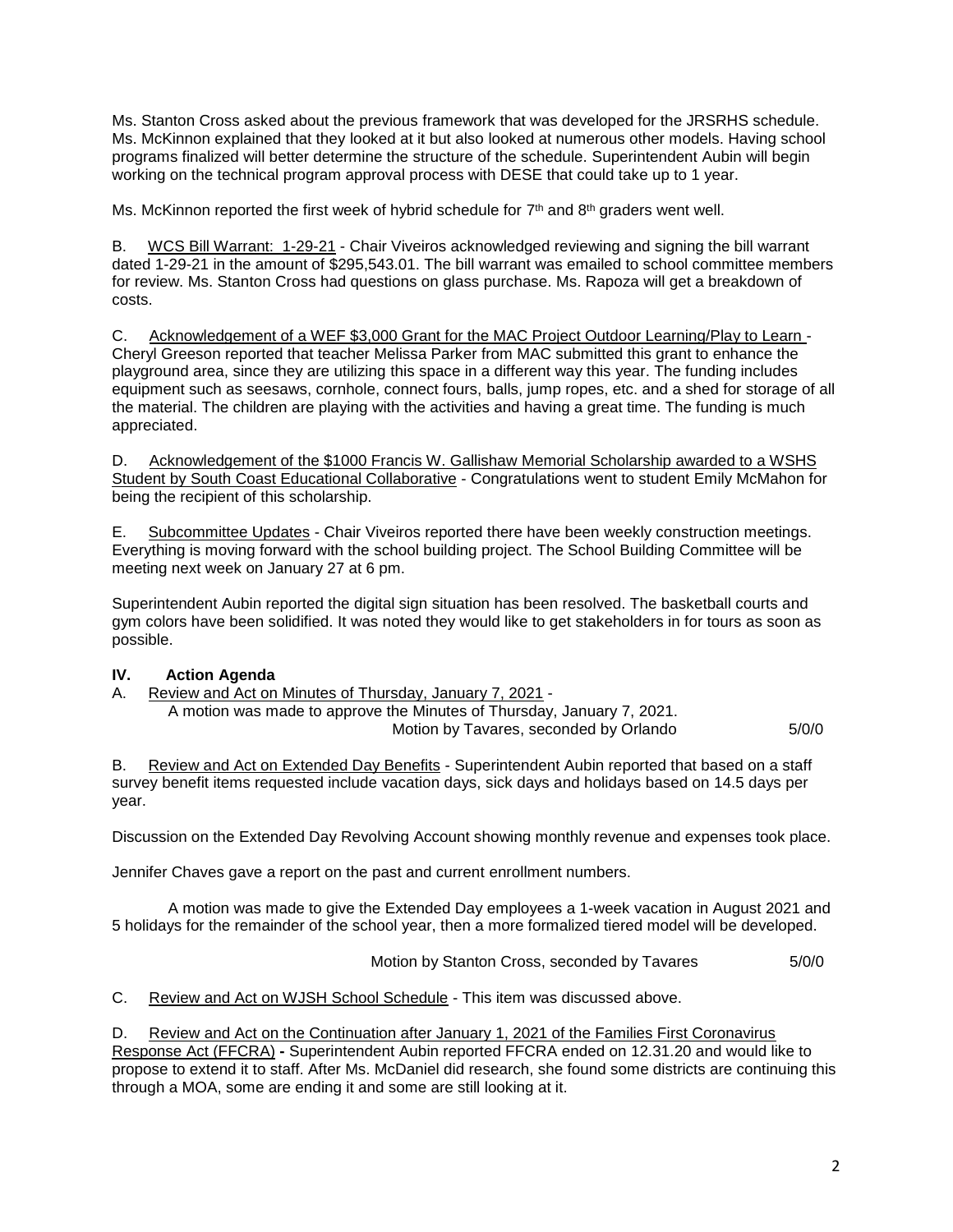Ms. Stanton Cross asked about the previous framework that was developed for the JRSRHS schedule. Ms. McKinnon explained that they looked at it but also looked at numerous other models. Having school programs finalized will better determine the structure of the schedule. Superintendent Aubin will begin working on the technical program approval process with DESE that could take up to 1 year.

Ms. McKinnon reported the first week of hybrid schedule for 7th and 8th graders went well.

B. <u>WCS Bill Warrant: 1-29-21</u> - Chair Viveiros acknowledged reviewing and signing the bill warrant dated 1-29-21 in the amount of $295,543.01. The bill warrant was emailed to school committee members for review. Ms. Stanton Cross had questions on glass purchase. Ms. Rapoza will get a breakdown of costs.

C. <u>Acknowledgement of a WEF $3,000 Grant for the MAC Project Outdoor Learning/Play to Learn</u> - Cheryl Greeson reported that teacher Melissa Parker from MAC submitted this grant to enhance the playground area, since they are utilizing this space in a different way this year. The funding includes equipment such as seesaws, cornhole, connect fours, balls, jump ropes, etc. and a shed for storage of all the material. The children are playing with the activities and having a great time. The funding is much appreciated.

D. <u>Acknowledgement of the $1000 Francis W. Gallishaw Memorial Scholarship awarded to a WSHS Student by South Coast Educational Collaborative</u> - Congratulations went to student Emily McMahon for being the recipient of this scholarship.

E. <u>Subcommittee Updates</u> - Chair Viveiros reported there have been weekly construction meetings. Everything is moving forward with the school building project. The School Building Committee will be meeting next week on January 27 at 6 pm.

Superintendent Aubin reported the digital sign situation has been resolved. The basketball courts and gym colors have been solidified. It was noted they would like to get stakeholders in for tours as soon as possible.

**IV. Action Agenda**

A. <u>Review and Act on Minutes of Thursday, January 7, 2021</u> -

A motion was made to approve the Minutes of Thursday, January 7, 2021.
Motion by Tavares, seconded by Orlando 5/0/0

B. <u>Review and Act on Extended Day Benefits</u> - Superintendent Aubin reported that based on a staff survey benefit items requested include vacation days, sick days and holidays based on 14.5 days per year.

Discussion on the Extended Day Revolving Account showing monthly revenue and expenses took place.

Jennifer Chaves gave a report on the past and current enrollment numbers.

A motion was made to give the Extended Day employees a 1-week vacation in August 2021 and 5 holidays for the remainder of the school year, then a more formalized tiered model will be developed.

Motion by Stanton Cross, seconded by Tavares 5/0/0

C. <u>Review and Act on WJSH School Schedule</u> - This item was discussed above.

D. <u>Review and Act on the Continuation after January 1, 2021 of the Families First Coronavirus Response Act (FFCRA)</u> **-** Superintendent Aubin reported FFCRA ended on 12.31.20 and would like to propose to extend it to staff. After Ms. McDaniel did research, she found some districts are continuing this through a MOA, some are ending it and some are still looking at it.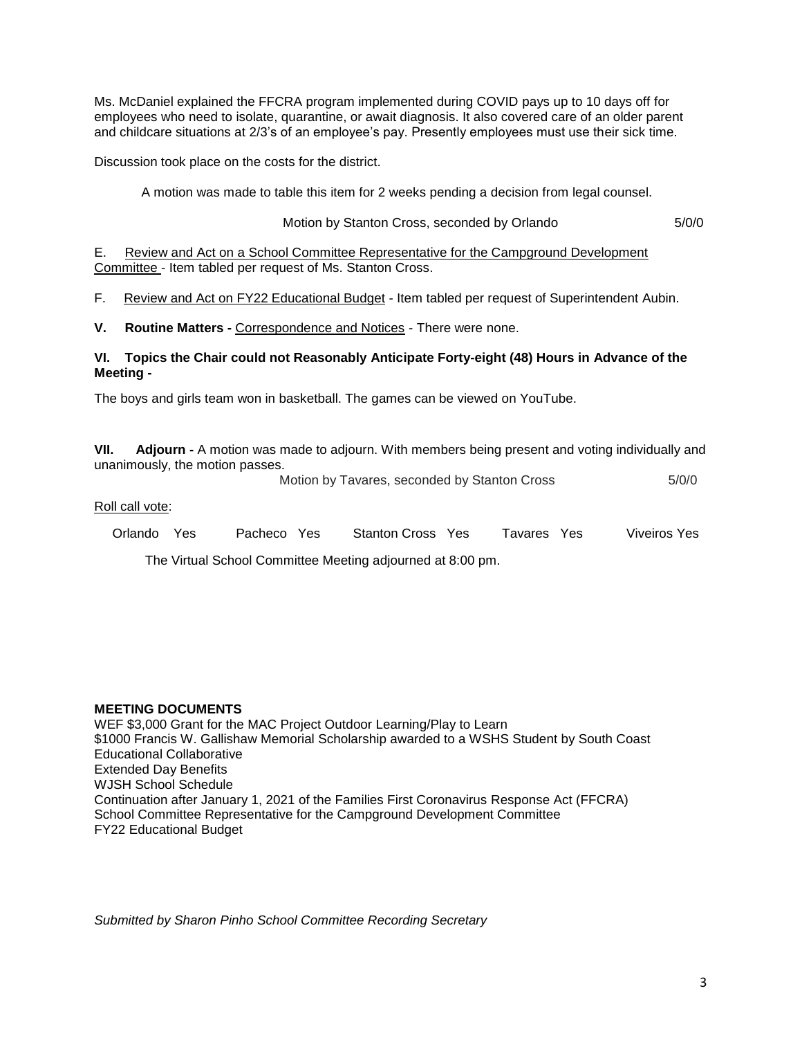Ms. McDaniel explained the FFCRA program implemented during COVID pays up to 10 days off for employees who need to isolate, quarantine, or await diagnosis. It also covered care of an older parent and childcare situations at 2/3's of an employee's pay. Presently employees must use their sick time.

Discussion took place on the costs for the district.

A motion was made to table this item for 2 weeks pending a decision from legal counsel.

Motion by Stanton Cross, seconded by Orlando 5/0/0

E. Review and Act on a School Committee Representative for the Campground Development Committee - Item tabled per request of Ms. Stanton Cross.

F. Review and Act on FY22 Educational Budget - Item tabled per request of Superintendent Aubin.

**V. Routine Matters -** Correspondence and Notices - There were none.

**VI. Topics the Chair could not Reasonably Anticipate Forty-eight (48) Hours in Advance of the Meeting -**

The boys and girls team won in basketball. The games can be viewed on YouTube.

**VII. Adjourn -** A motion was made to adjourn. With members being present and voting individually and unanimously, the motion passes.

Motion by Tavares, seconded by Stanton Cross 5/0/0

Roll call vote:

Orlando Yes  Pacheco Yes  Stanton Cross Yes  Tavares Yes  Viveiros Yes

The Virtual School Committee Meeting adjourned at 8:00 pm.

**MEETING DOCUMENTS**

WEF $3,000 Grant for the MAC Project Outdoor Learning/Play to Learn
$1000 Francis W. Gallishaw Memorial Scholarship awarded to a WSHS Student by South Coast Educational Collaborative
Extended Day Benefits
WJSH School Schedule
Continuation after January 1, 2021 of the Families First Coronavirus Response Act (FFCRA)
School Committee Representative for the Campground Development Committee
FY22 Educational Budget

*Submitted by Sharon Pinho School Committee Recording Secretary*